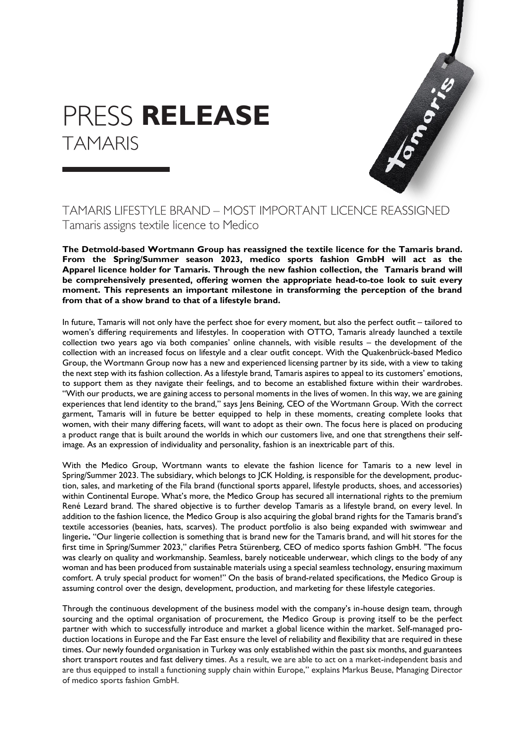# PRESS **RELEASE**
TAMARIS

## TAMARIS LIFESTYLE BRAND – MOST IMPORTANT LICENCE REASSIGNED
Tamaris assigns textile licence to Medico

**The Detmold-based Wortmann Group has reassigned the textile licence for the Tamaris brand. From the Spring/Summer season 2023, medico sports fashion GmbH will act as the Apparel licence holder for Tamaris. Through the new fashion collection, the Tamaris brand will be comprehensively presented, offering women the appropriate head-to-toe look to suit every moment. This represents an important milestone in transforming the perception of the brand from that of a show brand to that of a lifestyle brand.**

In future, Tamaris will not only have the perfect shoe for every moment, but also the perfect outfit – tailored to women's differing requirements and lifestyles. In cooperation with OTTO, Tamaris already launched a textile collection two years ago via both companies' online channels, with visible results – the development of the collection with an increased focus on lifestyle and a clear outfit concept. With the Quakenbrück-based Medico Group, the Wortmann Group now has a new and experienced licensing partner by its side, with a view to taking the next step with its fashion collection. As a lifestyle brand, Tamaris aspires to appeal to its customers' emotions, to support them as they navigate their feelings, and to become an established fixture within their wardrobes. "With our products, we are gaining access to personal moments in the lives of women. In this way, we are gaining experiences that lend identity to the brand," says Jens Beining, CEO of the Wortmann Group. With the correct garment, Tamaris will in future be better equipped to help in these moments, creating complete looks that women, with their many differing facets, will want to adopt as their own. The focus here is placed on producing a product range that is built around the worlds in which our customers live, and one that strengthens their self-image. As an expression of individuality and personality, fashion is an inextricable part of this.

With the Medico Group, Wortmann wants to elevate the fashion licence for Tamaris to a new level in Spring/Summer 2023. The subsidiary, which belongs to JCK Holding, is responsible for the development, production, sales, and marketing of the Fila brand (functional sports apparel, lifestyle products, shoes, and accessories) within Continental Europe. What's more, the Medico Group has secured all international rights to the premium René Lezard brand. The shared objective is to further develop Tamaris as a lifestyle brand, on every level. In addition to the fashion licence, the Medico Group is also acquiring the global brand rights for the Tamaris brand's textile accessories (beanies, hats, scarves). The product portfolio is also being expanded with swimwear and lingerie**.** "Our lingerie collection is something that is brand new for the Tamaris brand, and will hit stores for the first time in Spring/Summer 2023," clarifies Petra Stürenberg, CEO of medico sports fashion GmbH. "The focus was clearly on quality and workmanship. Seamless, barely noticeable underwear, which clings to the body of any woman and has been produced from sustainable materials using a special seamless technology, ensuring maximum comfort. A truly special product for women!" On the basis of brand-related specifications, the Medico Group is assuming control over the design, development, production, and marketing for these lifestyle categories.

Through the continuous development of the business model with the company's in-house design team, through sourcing and the optimal organisation of procurement, the Medico Group is proving itself to be the perfect partner with which to successfully introduce and market a global licence within the market. Self-managed production locations in Europe and the Far East ensure the level of reliability and flexibility that are required in these times. Our newly founded organisation in Turkey was only established within the past six months, and guarantees short transport routes and fast delivery times. As a result, we are able to act on a market-independent basis and are thus equipped to install a functioning supply chain within Europe," explains Markus Beuse, Managing Director of medico sports fashion GmbH.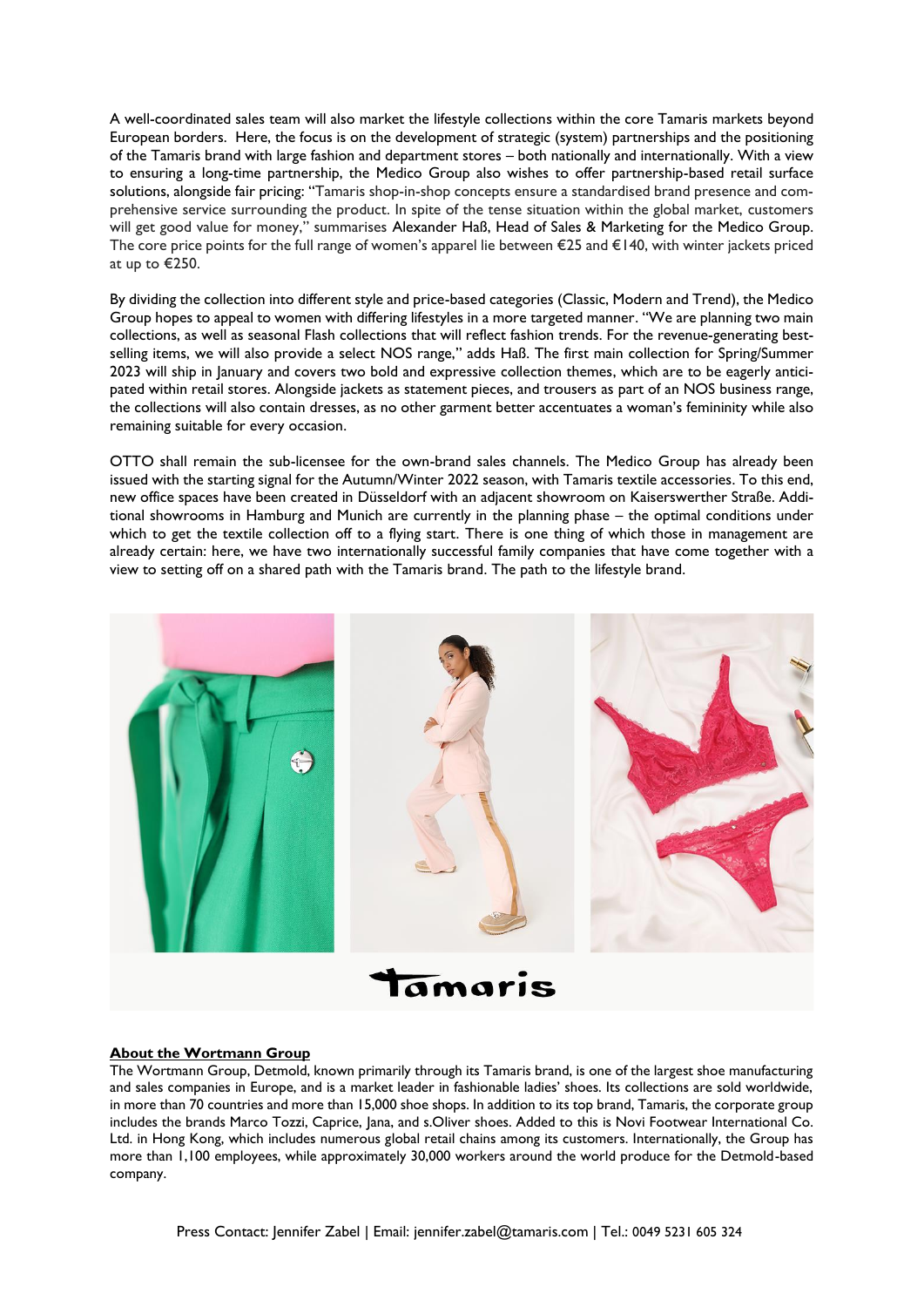A well-coordinated sales team will also market the lifestyle collections within the core Tamaris markets beyond European borders. Here, the focus is on the development of strategic (system) partnerships and the positioning of the Tamaris brand with large fashion and department stores – both nationally and internationally. With a view to ensuring a long-time partnership, the Medico Group also wishes to offer partnership-based retail surface solutions, alongside fair pricing: "Tamaris shop-in-shop concepts ensure a standardised brand presence and comprehensive service surrounding the product. In spite of the tense situation within the global market, customers will get good value for money," summarises Alexander Haß, Head of Sales & Marketing for the Medico Group. The core price points for the full range of women's apparel lie between €25 and €140, with winter jackets priced at up to €250.

By dividing the collection into different style and price-based categories (Classic, Modern and Trend), the Medico Group hopes to appeal to women with differing lifestyles in a more targeted manner. "We are planning two main collections, as well as seasonal Flash collections that will reflect fashion trends. For the revenue-generating bestselling items, we will also provide a select NOS range," adds Haß. The first main collection for Spring/Summer 2023 will ship in January and covers two bold and expressive collection themes, which are to be eagerly anticipated within retail stores. Alongside jackets as statement pieces, and trousers as part of an NOS business range, the collections will also contain dresses, as no other garment better accentuates a woman's femininity while also remaining suitable for every occasion.

OTTO shall remain the sub-licensee for the own-brand sales channels. The Medico Group has already been issued with the starting signal for the Autumn/Winter 2022 season, with Tamaris textile accessories. To this end, new office spaces have been created in Düsseldorf with an adjacent showroom on Kaiserswerther Straße. Additional showrooms in Hamburg and Munich are currently in the planning phase – the optimal conditions under which to get the textile collection off to a flying start. There is one thing of which those in management are already certain: here, we have two internationally successful family companies that have come together with a view to setting off on a shared path with the Tamaris brand. The path to the lifestyle brand.

Tamaris

**About the Wortmann Group**

The Wortmann Group, Detmold, known primarily through its Tamaris brand, is one of the largest shoe manufacturing and sales companies in Europe, and is a market leader in fashionable ladies' shoes. Its collections are sold worldwide, in more than 70 countries and more than 15,000 shoe shops. In addition to its top brand, Tamaris, the corporate group includes the brands Marco Tozzi, Caprice, Jana, and s.Oliver shoes. Added to this is Novi Footwear International Co. Ltd. in Hong Kong, which includes numerous global retail chains among its customers. Internationally, the Group has more than 1,100 employees, while approximately 30,000 workers around the world produce for the Detmold-based company.

Press Contact: Jennifer Zabel | Email: jennifer.zabel@tamaris.com | Tel.: 0049 5231 605 324